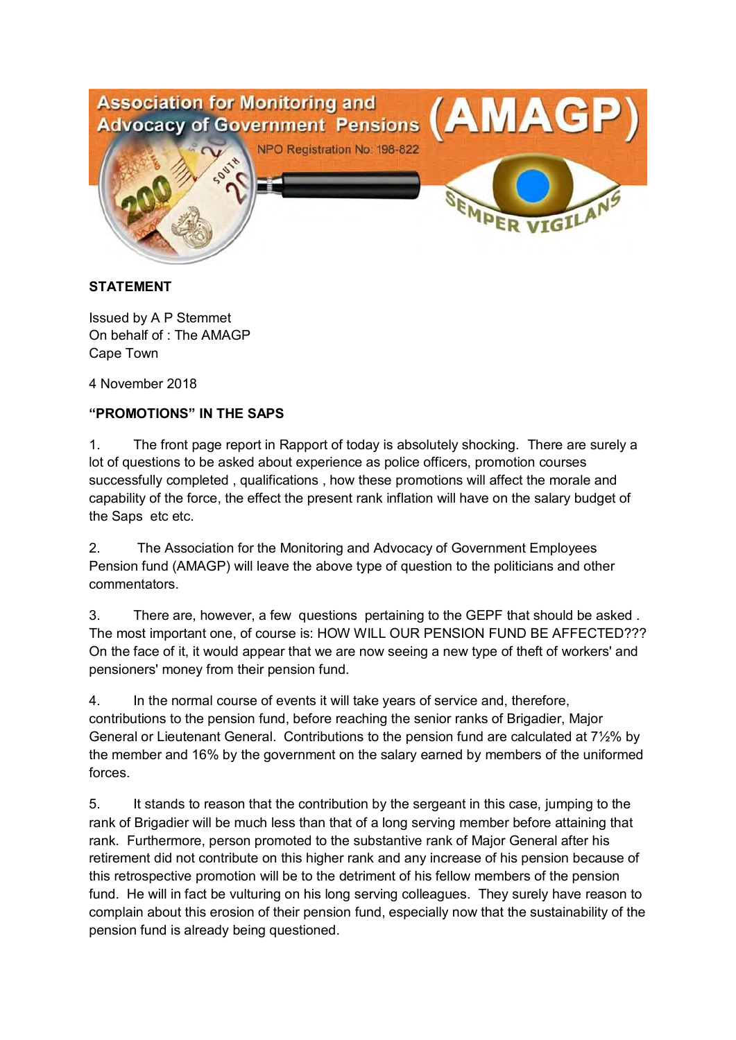Association for Monitoring and Advocacy of Government Pensions (AMAGP)

NPO Registration No: 198-822

SEMPER VIGILANS

**STATEMENT**

Issued by A P Stemmet
On behalf of : The AMAGP
Cape Town

4 November 2018

**"PROMOTIONS" IN THE SAPS**

1. The front page report in Rapport of today is absolutely shocking. There are surely a lot of questions to be asked about experience as police officers, promotion courses successfully completed , qualifications , how these promotions will affect the morale and capability of the force, the effect the present rank inflation will have on the salary budget of the Saps etc etc.

2. The Association for the Monitoring and Advocacy of Government Employees Pension fund (AMAGP) will leave the above type of question to the politicians and other commentators.

3. There are, however, a few questions pertaining to the GEPF that should be asked . The most important one, of course is: HOW WILL OUR PENSION FUND BE AFFECTED??? On the face of it, it would appear that we are now seeing a new type of theft of workers' and pensioners' money from their pension fund.

4. In the normal course of events it will take years of service and, therefore, contributions to the pension fund, before reaching the senior ranks of Brigadier, Major General or Lieutenant General. Contributions to the pension fund are calculated at 7½% by the member and 16% by the government on the salary earned by members of the uniformed forces.

5. It stands to reason that the contribution by the sergeant in this case, jumping to the rank of Brigadier will be much less than that of a long serving member before attaining that rank. Furthermore, person promoted to the substantive rank of Major General after his retirement did not contribute on this higher rank and any increase of his pension because of this retrospective promotion will be to the detriment of his fellow members of the pension fund. He will in fact be vulturing on his long serving colleagues. They surely have reason to complain about this erosion of their pension fund, especially now that the sustainability of the pension fund is already being questioned.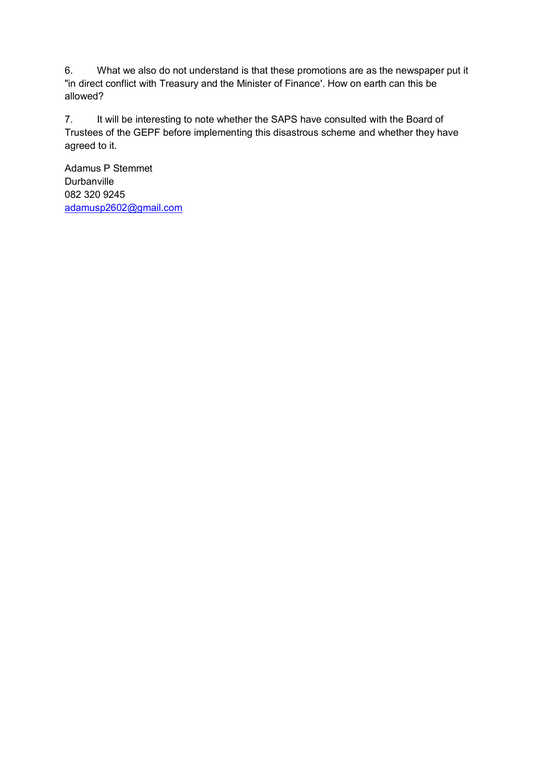6. What we also do not understand is that these promotions are as the newspaper put it "in direct conflict with Treasury and the Minister of Finance'. How on earth can this be allowed?

7. It will be interesting to note whether the SAPS have consulted with the Board of Trustees of the GEPF before implementing this disastrous scheme and whether they have agreed to it.

Adamus P Stemmet  
Durbanville  
082 320 9245  
adamusp2602@gmail.com